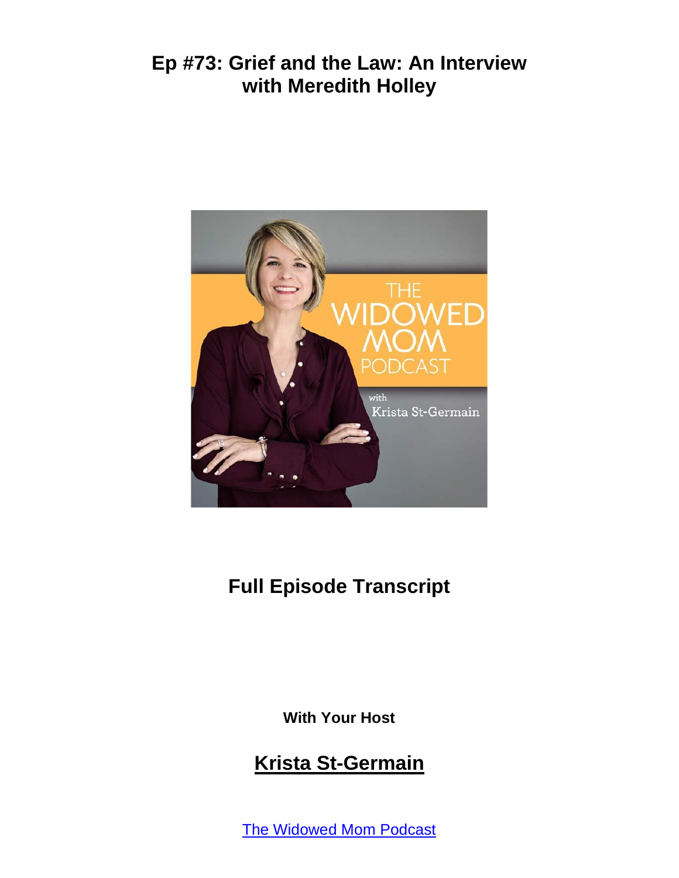# Ep #73: Grief and the Law: An Interview with Meredith Holley

## Full Episode Transcript

**With Your Host**

## Krista St-Germain

The Widowed Mom Podcast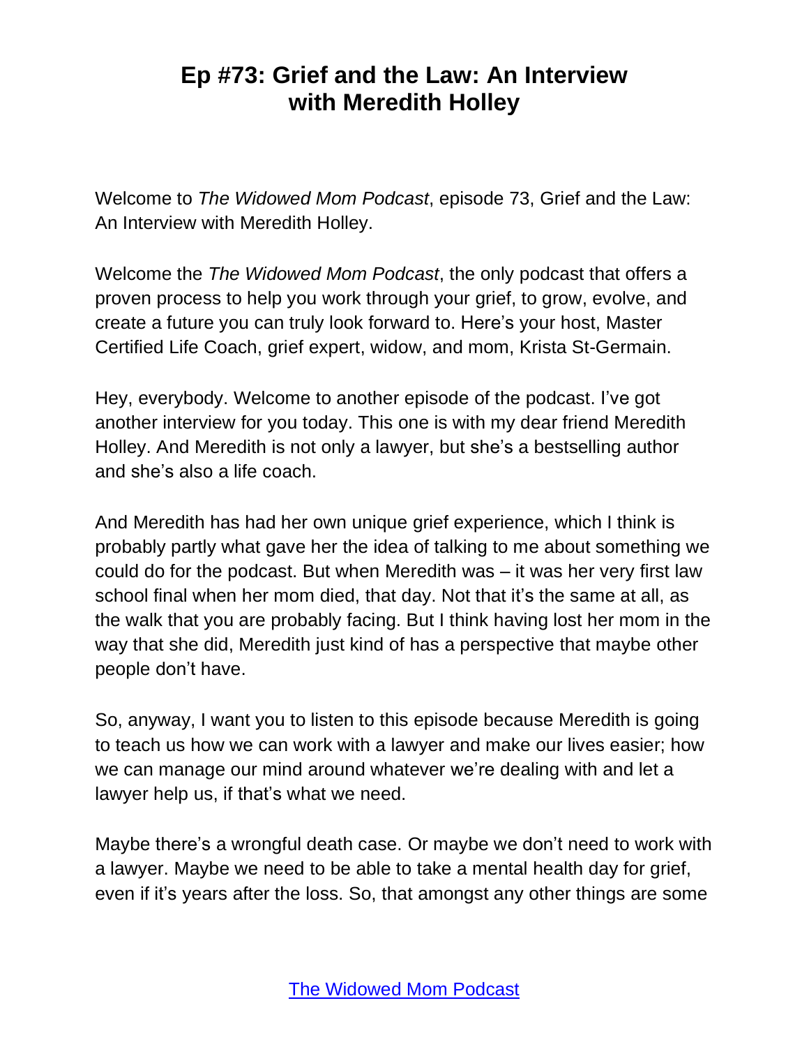# Ep #73: Grief and the Law: An Interview with Meredith Holley

Welcome to *The Widowed Mom Podcast*, episode 73, Grief and the Law: An Interview with Meredith Holley.

Welcome the *The Widowed Mom Podcast*, the only podcast that offers a proven process to help you work through your grief, to grow, evolve, and create a future you can truly look forward to. Here's your host, Master Certified Life Coach, grief expert, widow, and mom, Krista St-Germain.

Hey, everybody. Welcome to another episode of the podcast. I've got another interview for you today. This one is with my dear friend Meredith Holley. And Meredith is not only a lawyer, but she's a bestselling author and she's also a life coach.

And Meredith has had her own unique grief experience, which I think is probably partly what gave her the idea of talking to me about something we could do for the podcast. But when Meredith was – it was her very first law school final when her mom died, that day. Not that it's the same at all, as the walk that you are probably facing. But I think having lost her mom in the way that she did, Meredith just kind of has a perspective that maybe other people don't have.

So, anyway, I want you to listen to this episode because Meredith is going to teach us how we can work with a lawyer and make our lives easier; how we can manage our mind around whatever we're dealing with and let a lawyer help us, if that's what we need.

Maybe there's a wrongful death case. Or maybe we don't need to work with a lawyer. Maybe we need to be able to take a mental health day for grief, even if it's years after the loss. So, that amongst any other things are some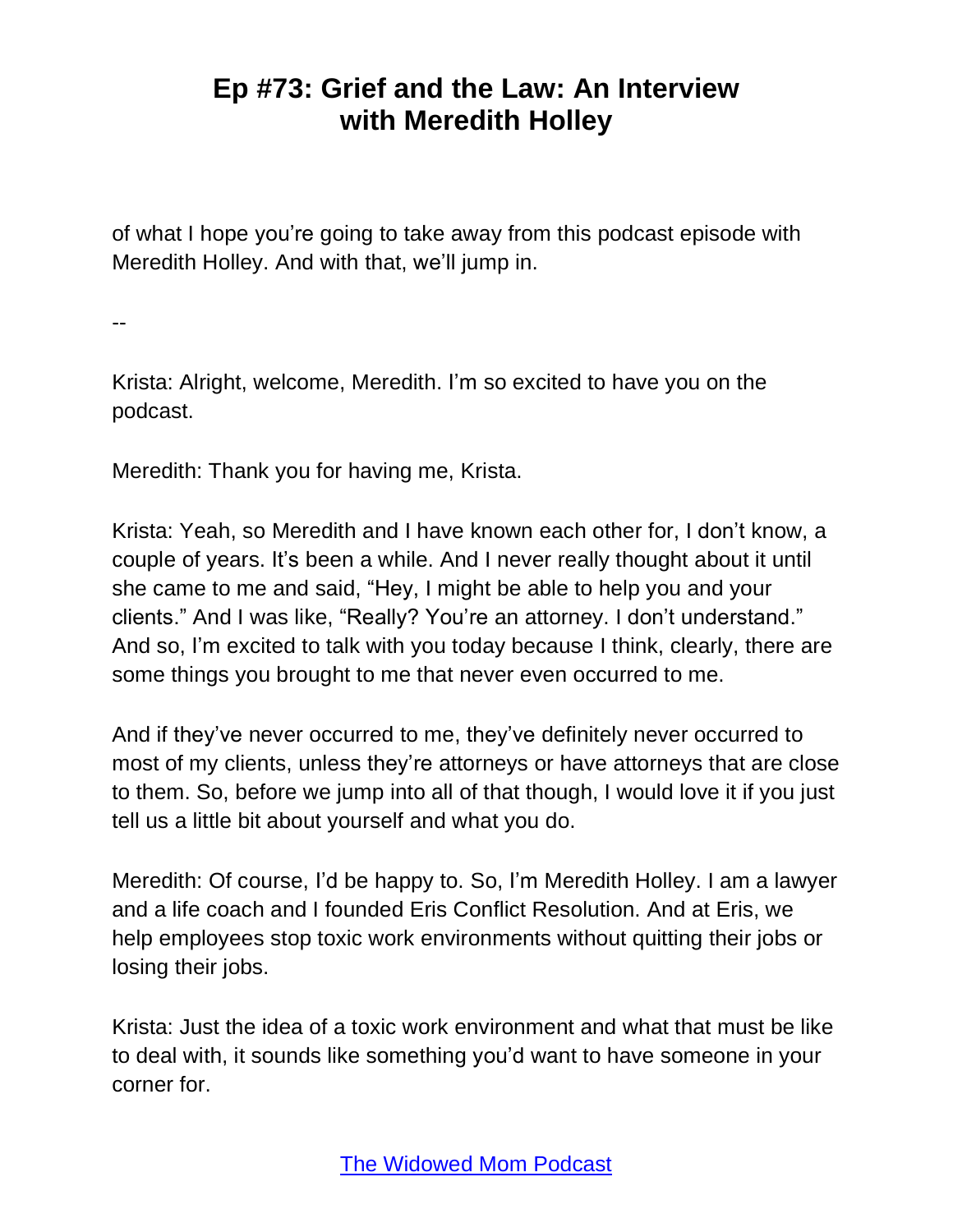of what I hope you're going to take away from this podcast episode with Meredith Holley. And with that, we'll jump in.

--

Krista: Alright, welcome, Meredith. I'm so excited to have you on the podcast.

Meredith: Thank you for having me, Krista.

Krista: Yeah, so Meredith and I have known each other for, I don't know, a couple of years. It's been a while. And I never really thought about it until she came to me and said, "Hey, I might be able to help you and your clients." And I was like, "Really? You're an attorney. I don't understand." And so, I'm excited to talk with you today because I think, clearly, there are some things you brought to me that never even occurred to me.

And if they've never occurred to me, they've definitely never occurred to most of my clients, unless they're attorneys or have attorneys that are close to them. So, before we jump into all of that though, I would love it if you just tell us a little bit about yourself and what you do.

Meredith: Of course, I'd be happy to. So, I'm Meredith Holley. I am a lawyer and a life coach and I founded Eris Conflict Resolution. And at Eris, we help employees stop toxic work environments without quitting their jobs or losing their jobs.

Krista: Just the idea of a toxic work environment and what that must be like to deal with, it sounds like something you'd want to have someone in your corner for.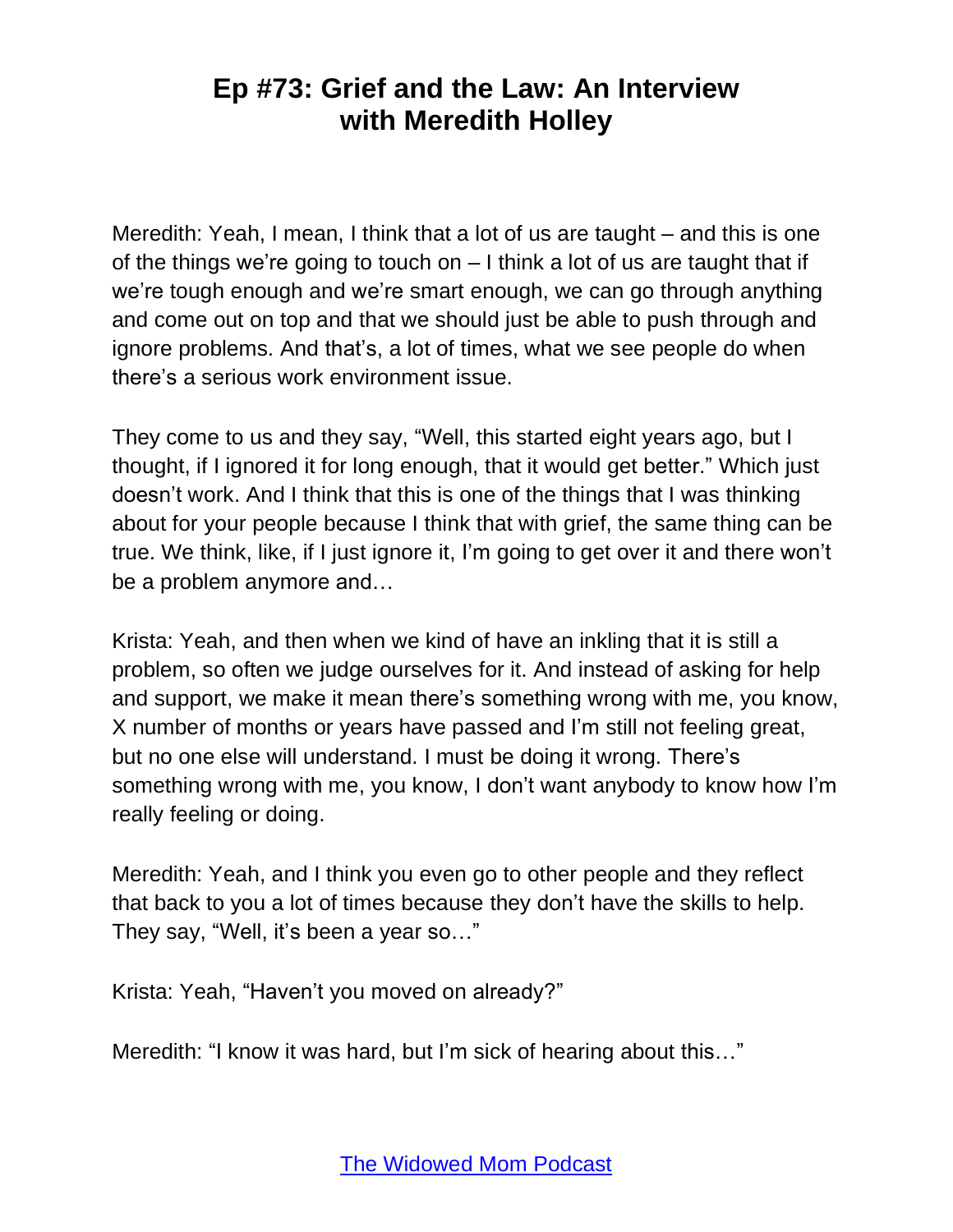Meredith: Yeah, I mean, I think that a lot of us are taught – and this is one of the things we're going to touch on – I think a lot of us are taught that if we're tough enough and we're smart enough, we can go through anything and come out on top and that we should just be able to push through and ignore problems. And that's, a lot of times, what we see people do when there's a serious work environment issue.

They come to us and they say, "Well, this started eight years ago, but I thought, if I ignored it for long enough, that it would get better." Which just doesn't work. And I think that this is one of the things that I was thinking about for your people because I think that with grief, the same thing can be true. We think, like, if I just ignore it, I'm going to get over it and there won't be a problem anymore and…

Krista: Yeah, and then when we kind of have an inkling that it is still a problem, so often we judge ourselves for it. And instead of asking for help and support, we make it mean there's something wrong with me, you know, X number of months or years have passed and I'm still not feeling great, but no one else will understand. I must be doing it wrong. There's something wrong with me, you know, I don't want anybody to know how I'm really feeling or doing.

Meredith: Yeah, and I think you even go to other people and they reflect that back to you a lot of times because they don't have the skills to help. They say, "Well, it's been a year so…"

Krista: Yeah, "Haven't you moved on already?"

Meredith: "I know it was hard, but I'm sick of hearing about this…"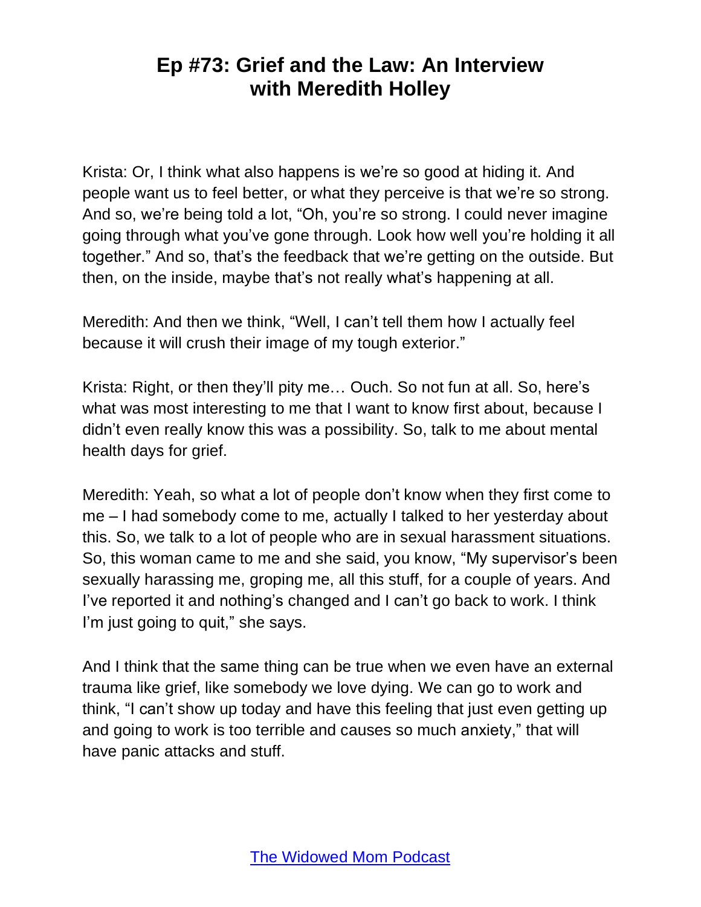Krista: Or, I think what also happens is we're so good at hiding it. And people want us to feel better, or what they perceive is that we're so strong. And so, we're being told a lot, "Oh, you're so strong. I could never imagine going through what you've gone through. Look how well you're holding it all together." And so, that's the feedback that we're getting on the outside. But then, on the inside, maybe that's not really what's happening at all.

Meredith: And then we think, "Well, I can't tell them how I actually feel because it will crush their image of my tough exterior."

Krista: Right, or then they'll pity me… Ouch. So not fun at all. So, here's what was most interesting to me that I want to know first about, because I didn't even really know this was a possibility. So, talk to me about mental health days for grief.

Meredith: Yeah, so what a lot of people don't know when they first come to me – I had somebody come to me, actually I talked to her yesterday about this. So, we talk to a lot of people who are in sexual harassment situations. So, this woman came to me and she said, you know, "My supervisor's been sexually harassing me, groping me, all this stuff, for a couple of years. And I've reported it and nothing's changed and I can't go back to work. I think I'm just going to quit," she says.

And I think that the same thing can be true when we even have an external trauma like grief, like somebody we love dying. We can go to work and think, "I can't show up today and have this feeling that just even getting up and going to work is too terrible and causes so much anxiety," that will have panic attacks and stuff.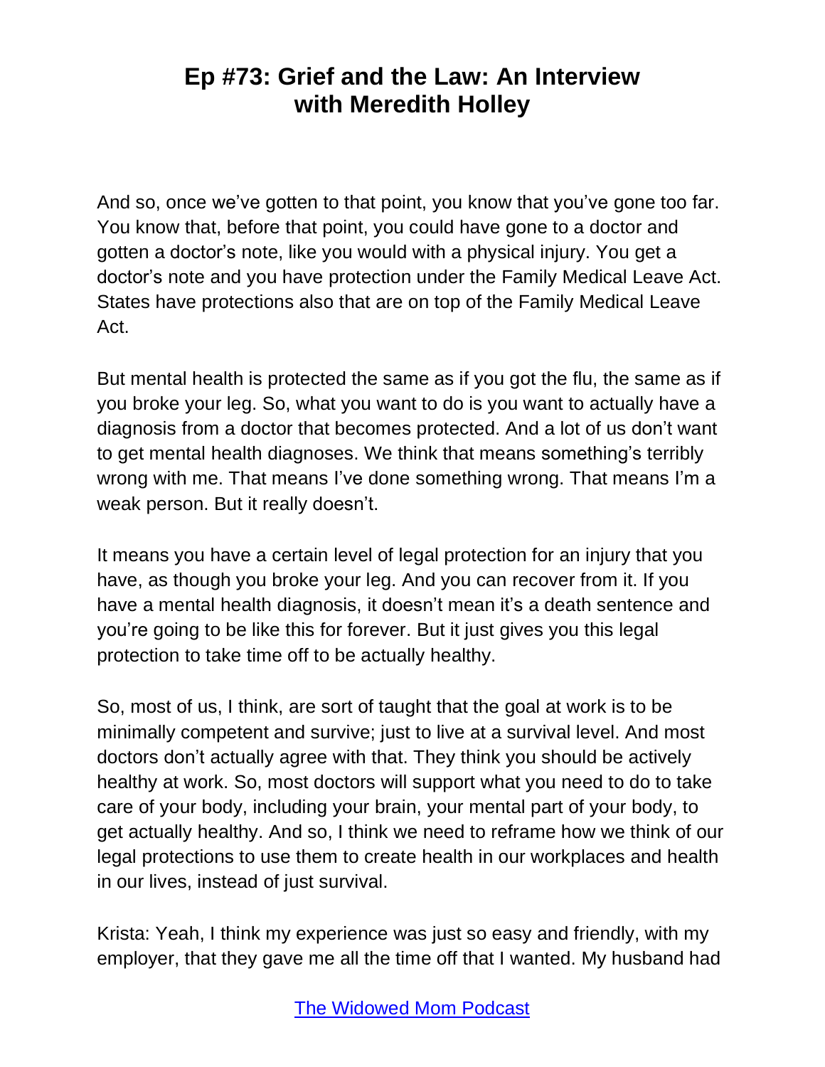And so, once we've gotten to that point, you know that you've gone too far. You know that, before that point, you could have gone to a doctor and gotten a doctor's note, like you would with a physical injury. You get a doctor's note and you have protection under the Family Medical Leave Act. States have protections also that are on top of the Family Medical Leave Act.

But mental health is protected the same as if you got the flu, the same as if you broke your leg. So, what you want to do is you want to actually have a diagnosis from a doctor that becomes protected. And a lot of us don't want to get mental health diagnoses. We think that means something's terribly wrong with me. That means I've done something wrong. That means I'm a weak person. But it really doesn't.

It means you have a certain level of legal protection for an injury that you have, as though you broke your leg. And you can recover from it. If you have a mental health diagnosis, it doesn't mean it's a death sentence and you're going to be like this for forever. But it just gives you this legal protection to take time off to be actually healthy.

So, most of us, I think, are sort of taught that the goal at work is to be minimally competent and survive; just to live at a survival level. And most doctors don't actually agree with that. They think you should be actively healthy at work. So, most doctors will support what you need to do to take care of your body, including your brain, your mental part of your body, to get actually healthy. And so, I think we need to reframe how we think of our legal protections to use them to create health in our workplaces and health in our lives, instead of just survival.

Krista: Yeah, I think my experience was just so easy and friendly, with my employer, that they gave me all the time off that I wanted. My husband had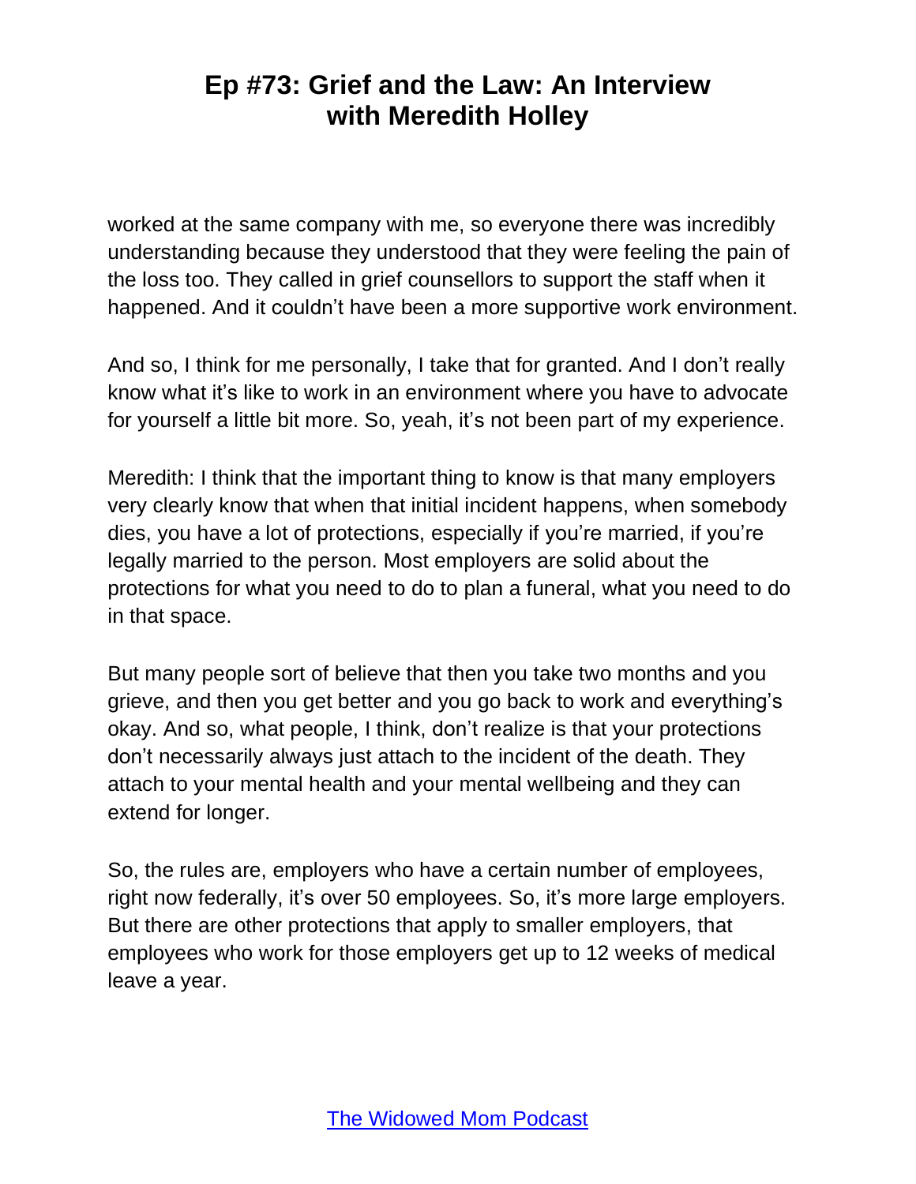worked at the same company with me, so everyone there was incredibly understanding because they understood that they were feeling the pain of the loss too. They called in grief counsellors to support the staff when it happened. And it couldn't have been a more supportive work environment.

And so, I think for me personally, I take that for granted. And I don't really know what it's like to work in an environment where you have to advocate for yourself a little bit more. So, yeah, it's not been part of my experience.

Meredith: I think that the important thing to know is that many employers very clearly know that when that initial incident happens, when somebody dies, you have a lot of protections, especially if you're married, if you're legally married to the person. Most employers are solid about the protections for what you need to do to plan a funeral, what you need to do in that space.

But many people sort of believe that then you take two months and you grieve, and then you get better and you go back to work and everything's okay. And so, what people, I think, don't realize is that your protections don't necessarily always just attach to the incident of the death. They attach to your mental health and your mental wellbeing and they can extend for longer.

So, the rules are, employers who have a certain number of employees, right now federally, it's over 50 employees. So, it's more large employers. But there are other protections that apply to smaller employers, that employees who work for those employers get up to 12 weeks of medical leave a year.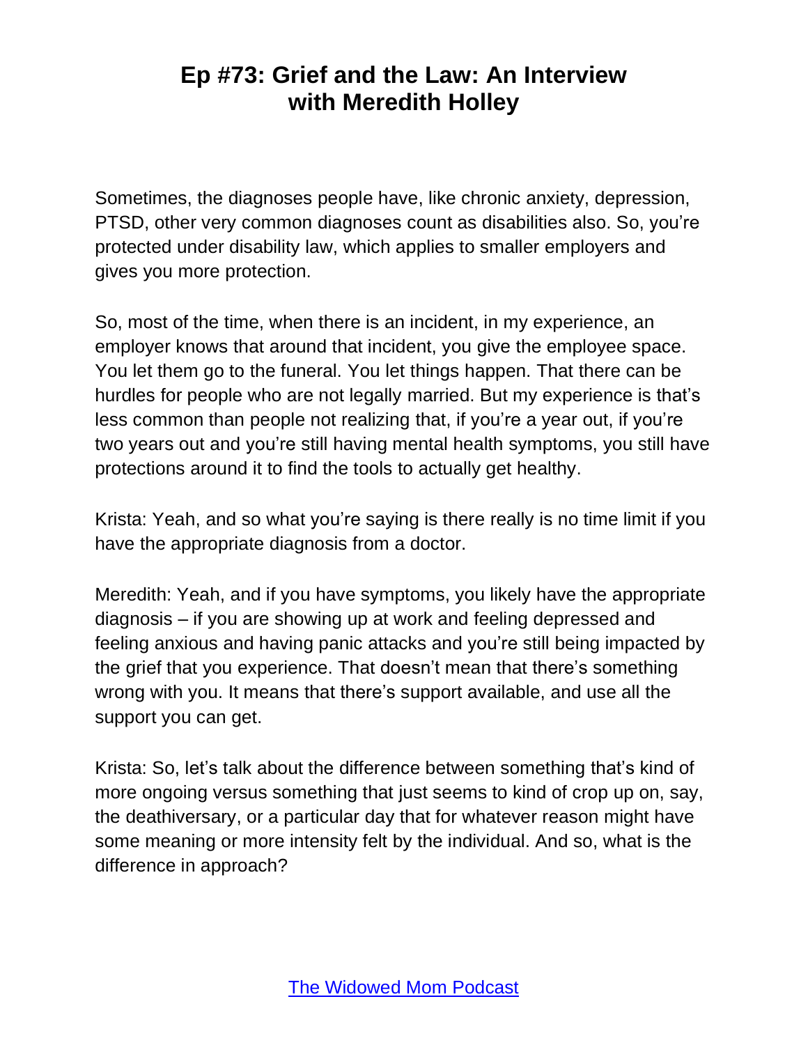Sometimes, the diagnoses people have, like chronic anxiety, depression, PTSD, other very common diagnoses count as disabilities also. So, you're protected under disability law, which applies to smaller employers and gives you more protection.

So, most of the time, when there is an incident, in my experience, an employer knows that around that incident, you give the employee space. You let them go to the funeral. You let things happen. That there can be hurdles for people who are not legally married. But my experience is that's less common than people not realizing that, if you're a year out, if you're two years out and you're still having mental health symptoms, you still have protections around it to find the tools to actually get healthy.

Krista: Yeah, and so what you're saying is there really is no time limit if you have the appropriate diagnosis from a doctor.

Meredith: Yeah, and if you have symptoms, you likely have the appropriate diagnosis – if you are showing up at work and feeling depressed and feeling anxious and having panic attacks and you're still being impacted by the grief that you experience. That doesn't mean that there's something wrong with you. It means that there's support available, and use all the support you can get.

Krista: So, let's talk about the difference between something that's kind of more ongoing versus something that just seems to kind of crop up on, say, the deathiversary, or a particular day that for whatever reason might have some meaning or more intensity felt by the individual. And so, what is the difference in approach?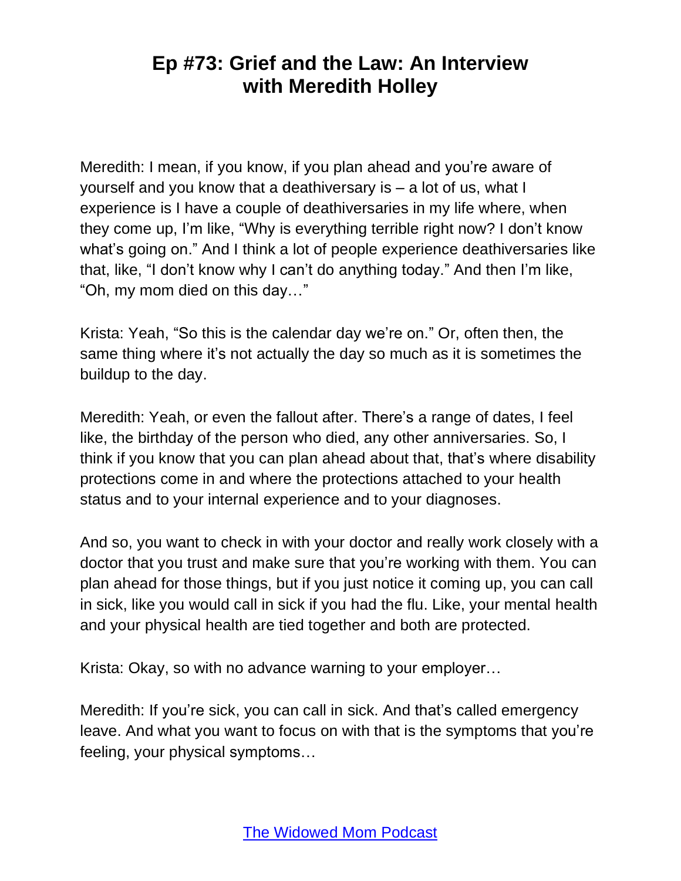Meredith: I mean, if you know, if you plan ahead and you're aware of yourself and you know that a deathiversary is – a lot of us, what I experience is I have a couple of deathiversaries in my life where, when they come up, I'm like, "Why is everything terrible right now? I don't know what's going on." And I think a lot of people experience deathiversaries like that, like, "I don't know why I can't do anything today." And then I'm like, "Oh, my mom died on this day…"

Krista: Yeah, "So this is the calendar day we're on." Or, often then, the same thing where it's not actually the day so much as it is sometimes the buildup to the day.

Meredith: Yeah, or even the fallout after. There's a range of dates, I feel like, the birthday of the person who died, any other anniversaries. So, I think if you know that you can plan ahead about that, that's where disability protections come in and where the protections attached to your health status and to your internal experience and to your diagnoses.

And so, you want to check in with your doctor and really work closely with a doctor that you trust and make sure that you're working with them. You can plan ahead for those things, but if you just notice it coming up, you can call in sick, like you would call in sick if you had the flu. Like, your mental health and your physical health are tied together and both are protected.

Krista: Okay, so with no advance warning to your employer…

Meredith: If you're sick, you can call in sick. And that's called emergency leave. And what you want to focus on with that is the symptoms that you're feeling, your physical symptoms…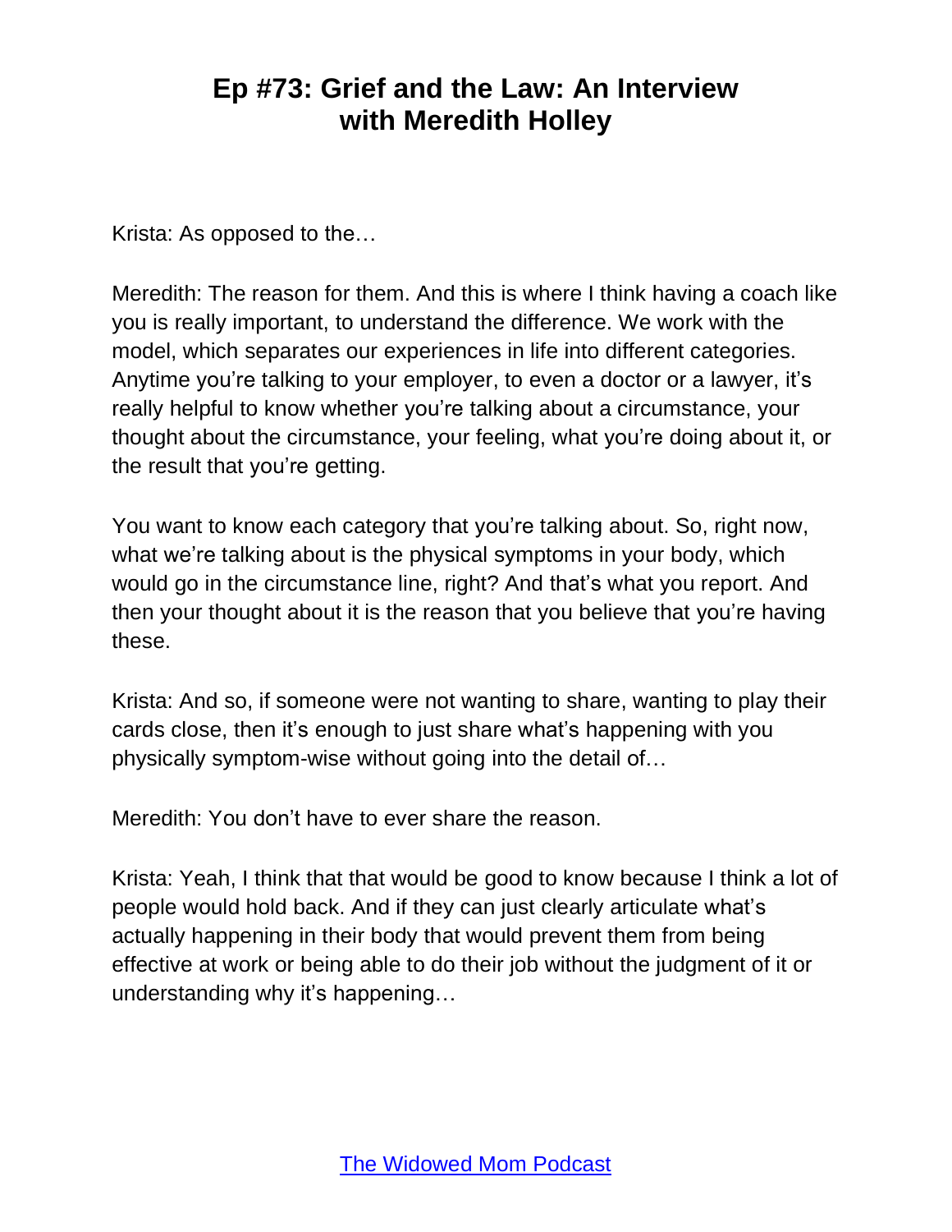Krista: As opposed to the…

Meredith: The reason for them. And this is where I think having a coach like you is really important, to understand the difference. We work with the model, which separates our experiences in life into different categories. Anytime you're talking to your employer, to even a doctor or a lawyer, it's really helpful to know whether you're talking about a circumstance, your thought about the circumstance, your feeling, what you're doing about it, or the result that you're getting.

You want to know each category that you're talking about. So, right now, what we're talking about is the physical symptoms in your body, which would go in the circumstance line, right? And that's what you report. And then your thought about it is the reason that you believe that you're having these.

Krista: And so, if someone were not wanting to share, wanting to play their cards close, then it's enough to just share what's happening with you physically symptom-wise without going into the detail of…

Meredith: You don't have to ever share the reason.

Krista: Yeah, I think that that would be good to know because I think a lot of people would hold back. And if they can just clearly articulate what's actually happening in their body that would prevent them from being effective at work or being able to do their job without the judgment of it or understanding why it's happening…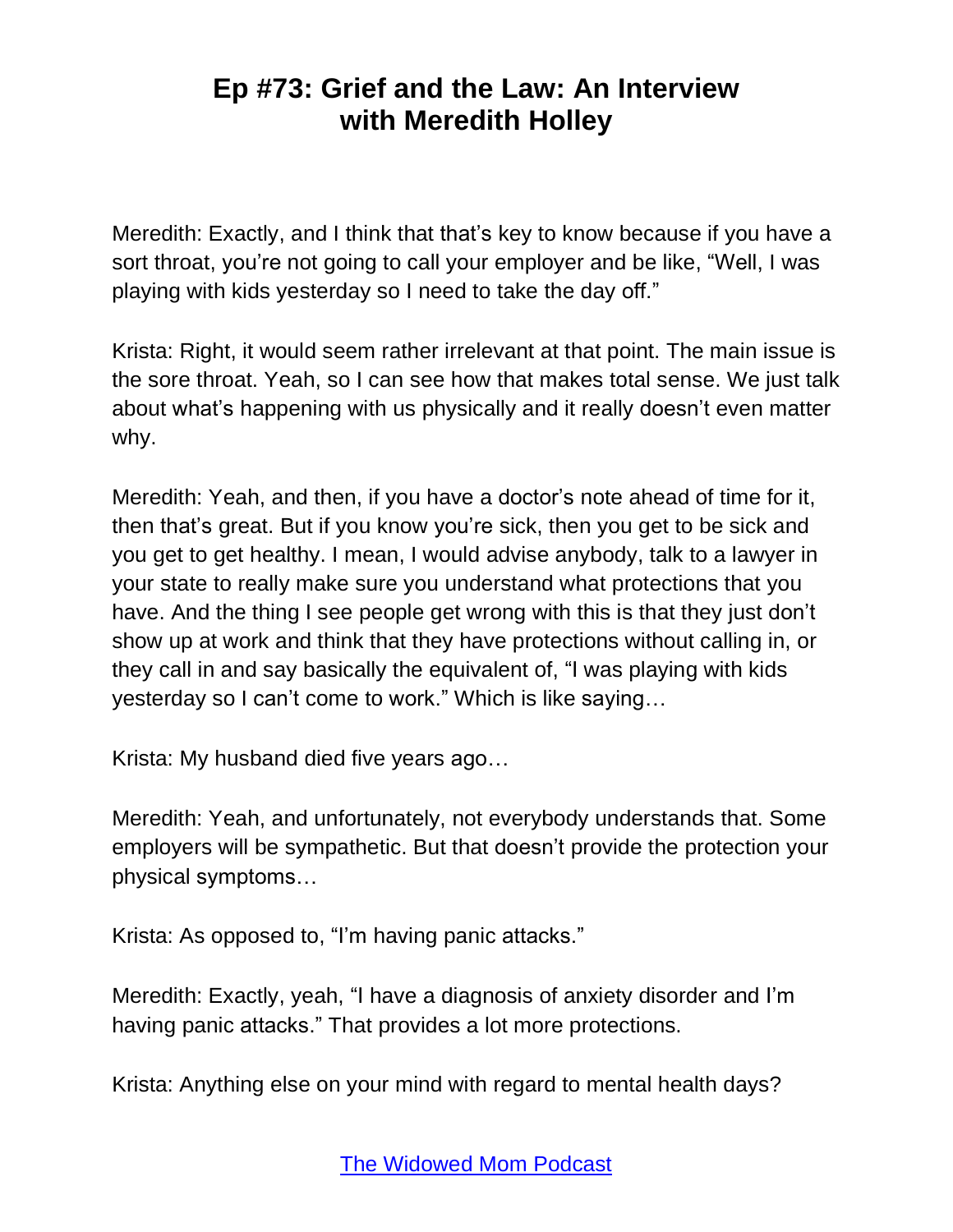Meredith: Exactly, and I think that that's key to know because if you have a sort throat, you're not going to call your employer and be like, "Well, I was playing with kids yesterday so I need to take the day off."

Krista: Right, it would seem rather irrelevant at that point. The main issue is the sore throat. Yeah, so I can see how that makes total sense. We just talk about what's happening with us physically and it really doesn't even matter why.

Meredith: Yeah, and then, if you have a doctor's note ahead of time for it, then that's great. But if you know you're sick, then you get to be sick and you get to get healthy. I mean, I would advise anybody, talk to a lawyer in your state to really make sure you understand what protections that you have. And the thing I see people get wrong with this is that they just don't show up at work and think that they have protections without calling in, or they call in and say basically the equivalent of, "I was playing with kids yesterday so I can't come to work." Which is like saying…

Krista: My husband died five years ago…

Meredith: Yeah, and unfortunately, not everybody understands that. Some employers will be sympathetic. But that doesn't provide the protection your physical symptoms…

Krista: As opposed to, "I'm having panic attacks."

Meredith: Exactly, yeah, "I have a diagnosis of anxiety disorder and I'm having panic attacks." That provides a lot more protections.

Krista: Anything else on your mind with regard to mental health days?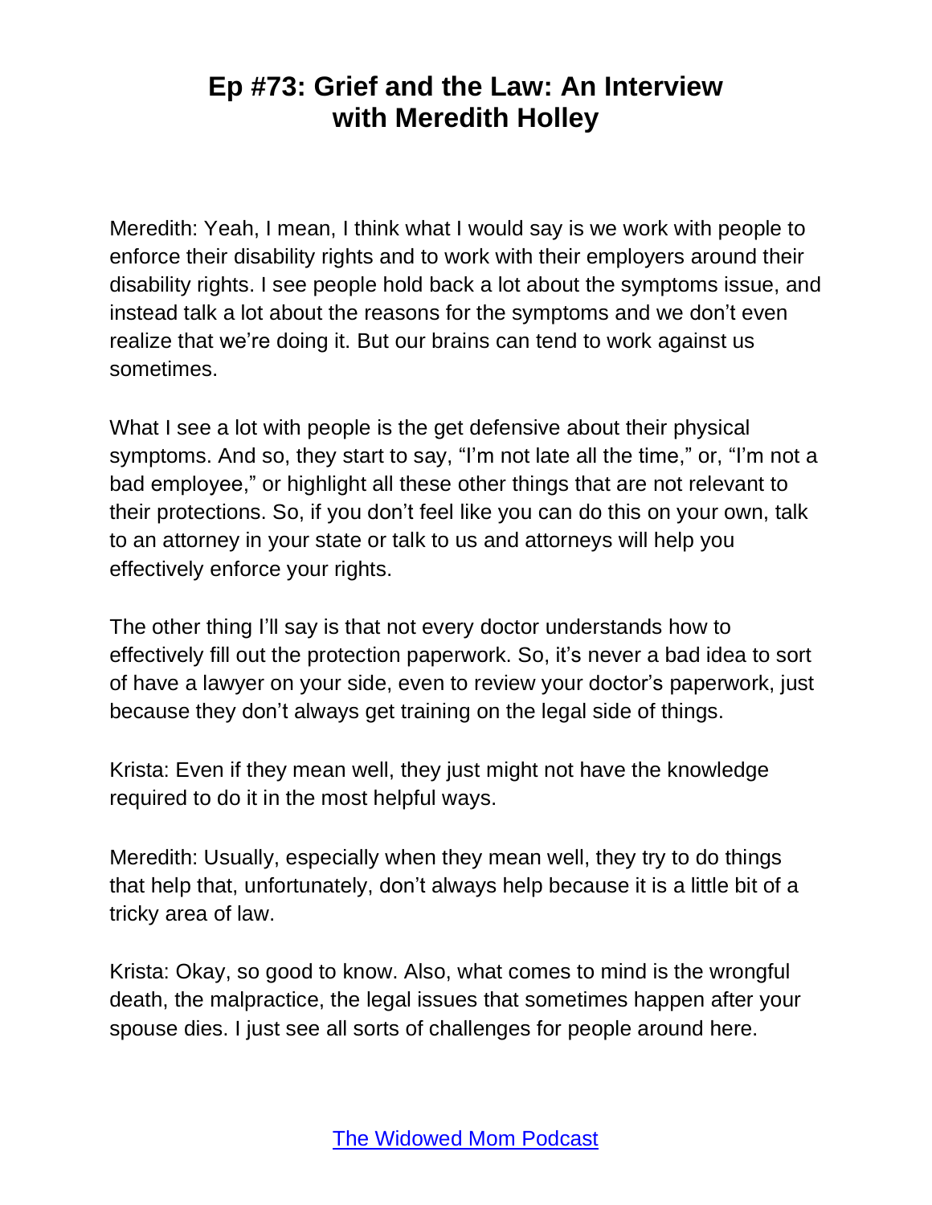Meredith: Yeah, I mean, I think what I would say is we work with people to enforce their disability rights and to work with their employers around their disability rights. I see people hold back a lot about the symptoms issue, and instead talk a lot about the reasons for the symptoms and we don't even realize that we're doing it. But our brains can tend to work against us sometimes.

What I see a lot with people is the get defensive about their physical symptoms. And so, they start to say, "I'm not late all the time," or, "I'm not a bad employee," or highlight all these other things that are not relevant to their protections. So, if you don't feel like you can do this on your own, talk to an attorney in your state or talk to us and attorneys will help you effectively enforce your rights.

The other thing I'll say is that not every doctor understands how to effectively fill out the protection paperwork. So, it's never a bad idea to sort of have a lawyer on your side, even to review your doctor's paperwork, just because they don't always get training on the legal side of things.

Krista: Even if they mean well, they just might not have the knowledge required to do it in the most helpful ways.

Meredith: Usually, especially when they mean well, they try to do things that help that, unfortunately, don't always help because it is a little bit of a tricky area of law.

Krista: Okay, so good to know. Also, what comes to mind is the wrongful death, the malpractice, the legal issues that sometimes happen after your spouse dies. I just see all sorts of challenges for people around here.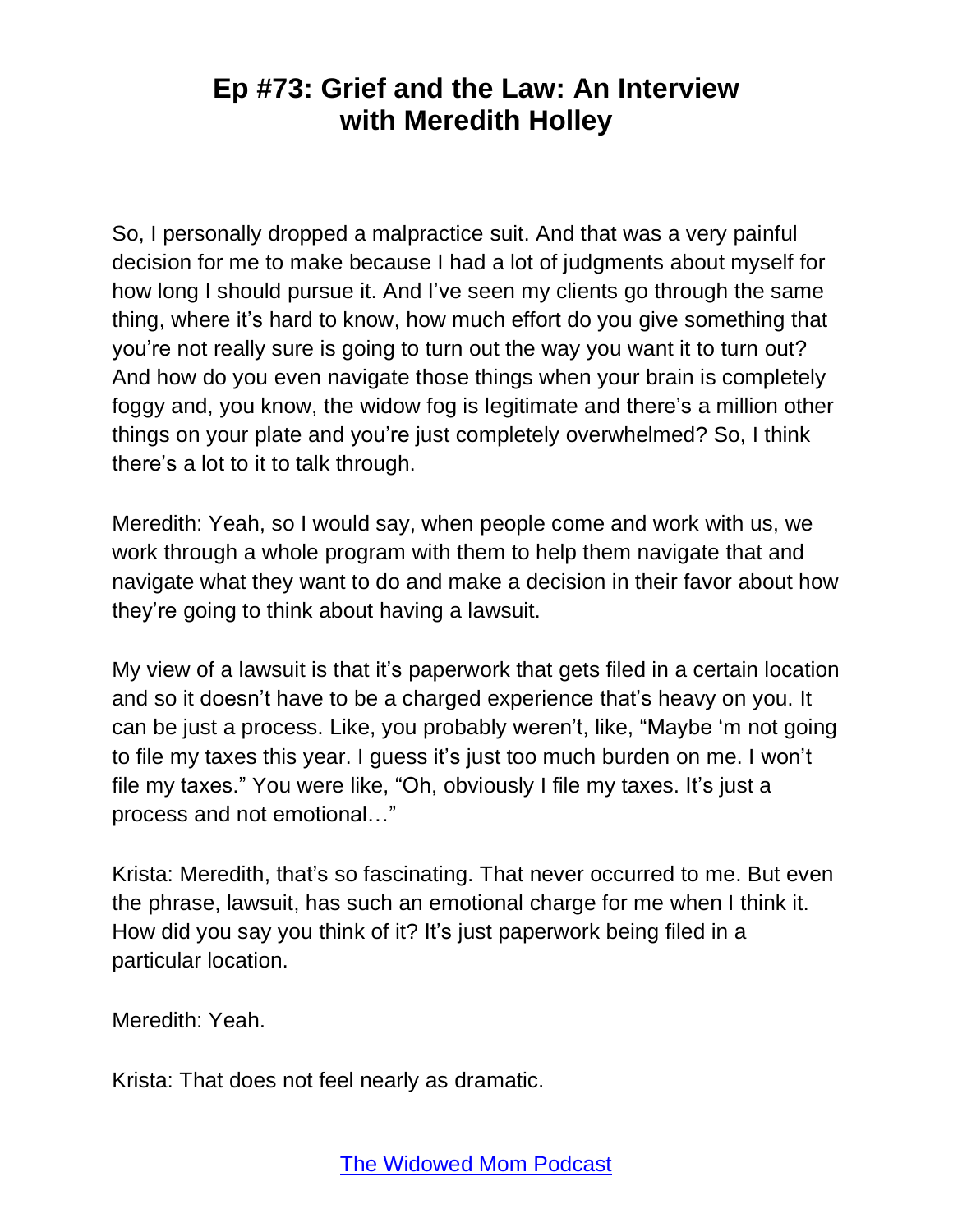So, I personally dropped a malpractice suit. And that was a very painful decision for me to make because I had a lot of judgments about myself for how long I should pursue it. And I've seen my clients go through the same thing, where it's hard to know, how much effort do you give something that you're not really sure is going to turn out the way you want it to turn out? And how do you even navigate those things when your brain is completely foggy and, you know, the widow fog is legitimate and there's a million other things on your plate and you're just completely overwhelmed? So, I think there's a lot to it to talk through.

Meredith: Yeah, so I would say, when people come and work with us, we work through a whole program with them to help them navigate that and navigate what they want to do and make a decision in their favor about how they're going to think about having a lawsuit.

My view of a lawsuit is that it's paperwork that gets filed in a certain location and so it doesn't have to be a charged experience that's heavy on you. It can be just a process. Like, you probably weren't, like, "Maybe 'm not going to file my taxes this year. I guess it's just too much burden on me. I won't file my taxes." You were like, "Oh, obviously I file my taxes. It's just a process and not emotional…"

Krista: Meredith, that's so fascinating. That never occurred to me. But even the phrase, lawsuit, has such an emotional charge for me when I think it. How did you say you think of it? It's just paperwork being filed in a particular location.

Meredith: Yeah.

Krista: That does not feel nearly as dramatic.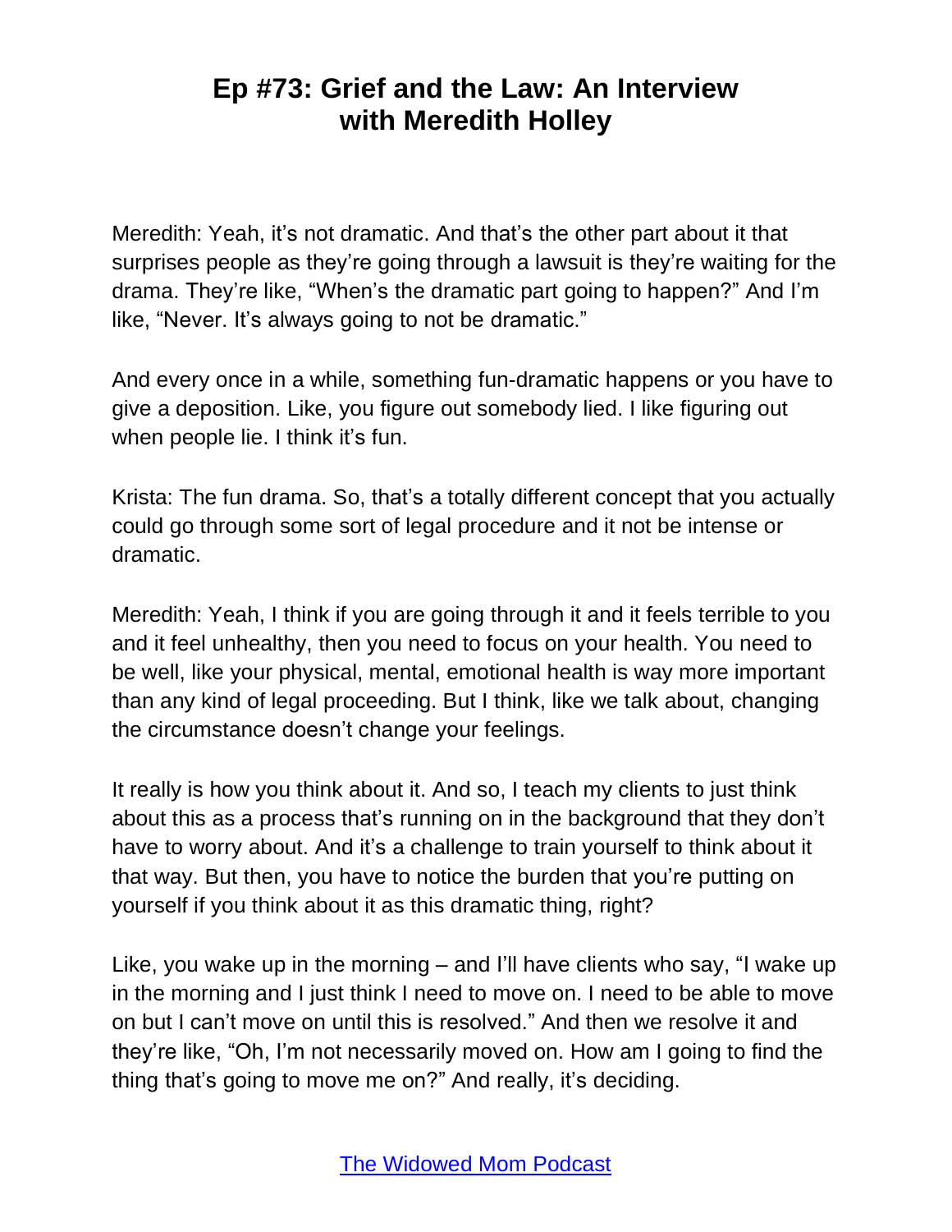Meredith: Yeah, it's not dramatic. And that's the other part about it that surprises people as they're going through a lawsuit is they're waiting for the drama. They're like, "When's the dramatic part going to happen?" And I'm like, "Never. It's always going to not be dramatic."

And every once in a while, something fun-dramatic happens or you have to give a deposition. Like, you figure out somebody lied. I like figuring out when people lie. I think it's fun.

Krista: The fun drama. So, that's a totally different concept that you actually could go through some sort of legal procedure and it not be intense or dramatic.

Meredith: Yeah, I think if you are going through it and it feels terrible to you and it feel unhealthy, then you need to focus on your health. You need to be well, like your physical, mental, emotional health is way more important than any kind of legal proceeding. But I think, like we talk about, changing the circumstance doesn't change your feelings.

It really is how you think about it. And so, I teach my clients to just think about this as a process that's running on in the background that they don't have to worry about. And it's a challenge to train yourself to think about it that way. But then, you have to notice the burden that you're putting on yourself if you think about it as this dramatic thing, right?

Like, you wake up in the morning – and I'll have clients who say, "I wake up in the morning and I just think I need to move on. I need to be able to move on but I can't move on until this is resolved." And then we resolve it and they're like, "Oh, I'm not necessarily moved on. How am I going to find the thing that's going to move me on?" And really, it's deciding.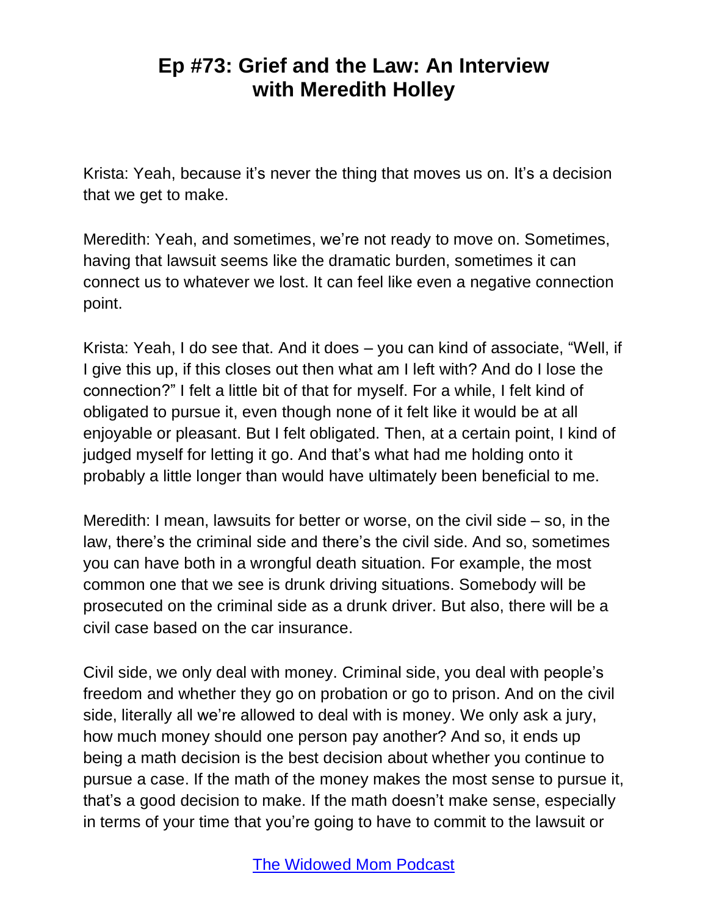Krista: Yeah, because it's never the thing that moves us on. It's a decision that we get to make.

Meredith: Yeah, and sometimes, we're not ready to move on. Sometimes, having that lawsuit seems like the dramatic burden, sometimes it can connect us to whatever we lost. It can feel like even a negative connection point.

Krista: Yeah, I do see that. And it does – you can kind of associate, "Well, if I give this up, if this closes out then what am I left with? And do I lose the connection?" I felt a little bit of that for myself. For a while, I felt kind of obligated to pursue it, even though none of it felt like it would be at all enjoyable or pleasant. But I felt obligated. Then, at a certain point, I kind of judged myself for letting it go. And that's what had me holding onto it probably a little longer than would have ultimately been beneficial to me.

Meredith: I mean, lawsuits for better or worse, on the civil side – so, in the law, there's the criminal side and there's the civil side. And so, sometimes you can have both in a wrongful death situation. For example, the most common one that we see is drunk driving situations. Somebody will be prosecuted on the criminal side as a drunk driver. But also, there will be a civil case based on the car insurance.

Civil side, we only deal with money. Criminal side, you deal with people's freedom and whether they go on probation or go to prison. And on the civil side, literally all we're allowed to deal with is money. We only ask a jury, how much money should one person pay another? And so, it ends up being a math decision is the best decision about whether you continue to pursue a case. If the math of the money makes the most sense to pursue it, that's a good decision to make. If the math doesn't make sense, especially in terms of your time that you're going to have to commit to the lawsuit or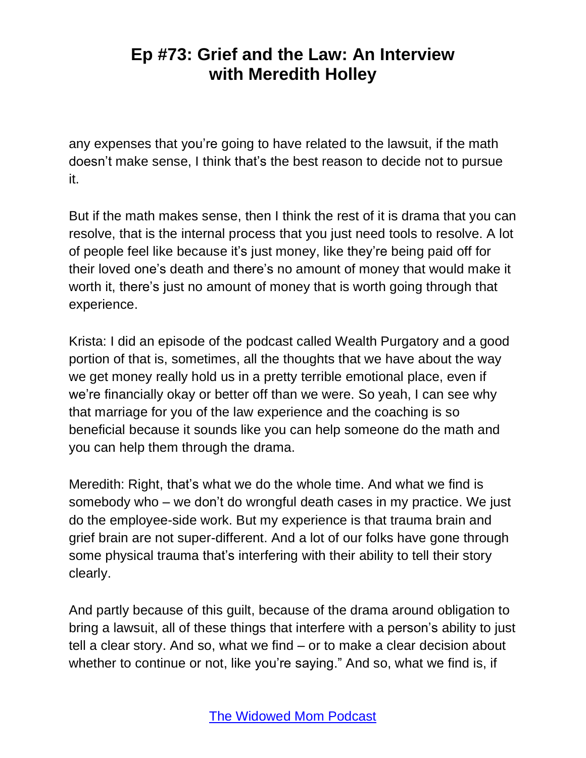any expenses that you're going to have related to the lawsuit, if the math doesn't make sense, I think that's the best reason to decide not to pursue it.

But if the math makes sense, then I think the rest of it is drama that you can resolve, that is the internal process that you just need tools to resolve. A lot of people feel like because it's just money, like they're being paid off for their loved one's death and there's no amount of money that would make it worth it, there's just no amount of money that is worth going through that experience.

Krista: I did an episode of the podcast called Wealth Purgatory and a good portion of that is, sometimes, all the thoughts that we have about the way we get money really hold us in a pretty terrible emotional place, even if we're financially okay or better off than we were. So yeah, I can see why that marriage for you of the law experience and the coaching is so beneficial because it sounds like you can help someone do the math and you can help them through the drama.

Meredith: Right, that's what we do the whole time. And what we find is somebody who – we don't do wrongful death cases in my practice. We just do the employee-side work. But my experience is that trauma brain and grief brain are not super-different. And a lot of our folks have gone through some physical trauma that's interfering with their ability to tell their story clearly.

And partly because of this guilt, because of the drama around obligation to bring a lawsuit, all of these things that interfere with a person's ability to just tell a clear story. And so, what we find – or to make a clear decision about whether to continue or not, like you're saying." And so, what we find is, if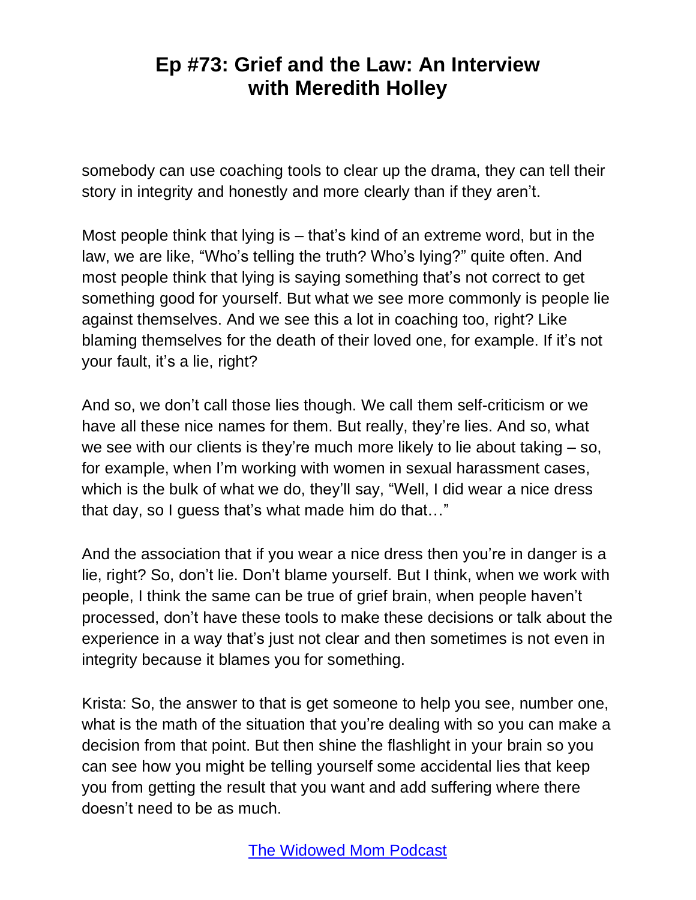somebody can use coaching tools to clear up the drama, they can tell their story in integrity and honestly and more clearly than if they aren't.

Most people think that lying is – that's kind of an extreme word, but in the law, we are like, "Who's telling the truth? Who's lying?" quite often. And most people think that lying is saying something that's not correct to get something good for yourself. But what we see more commonly is people lie against themselves. And we see this a lot in coaching too, right? Like blaming themselves for the death of their loved one, for example. If it's not your fault, it's a lie, right?

And so, we don't call those lies though. We call them self-criticism or we have all these nice names for them. But really, they're lies. And so, what we see with our clients is they're much more likely to lie about taking – so, for example, when I'm working with women in sexual harassment cases, which is the bulk of what we do, they'll say, "Well, I did wear a nice dress that day, so I guess that's what made him do that…"

And the association that if you wear a nice dress then you're in danger is a lie, right? So, don't lie. Don't blame yourself. But I think, when we work with people, I think the same can be true of grief brain, when people haven't processed, don't have these tools to make these decisions or talk about the experience in a way that's just not clear and then sometimes is not even in integrity because it blames you for something.

Krista: So, the answer to that is get someone to help you see, number one, what is the math of the situation that you're dealing with so you can make a decision from that point. But then shine the flashlight in your brain so you can see how you might be telling yourself some accidental lies that keep you from getting the result that you want and add suffering where there doesn't need to be as much.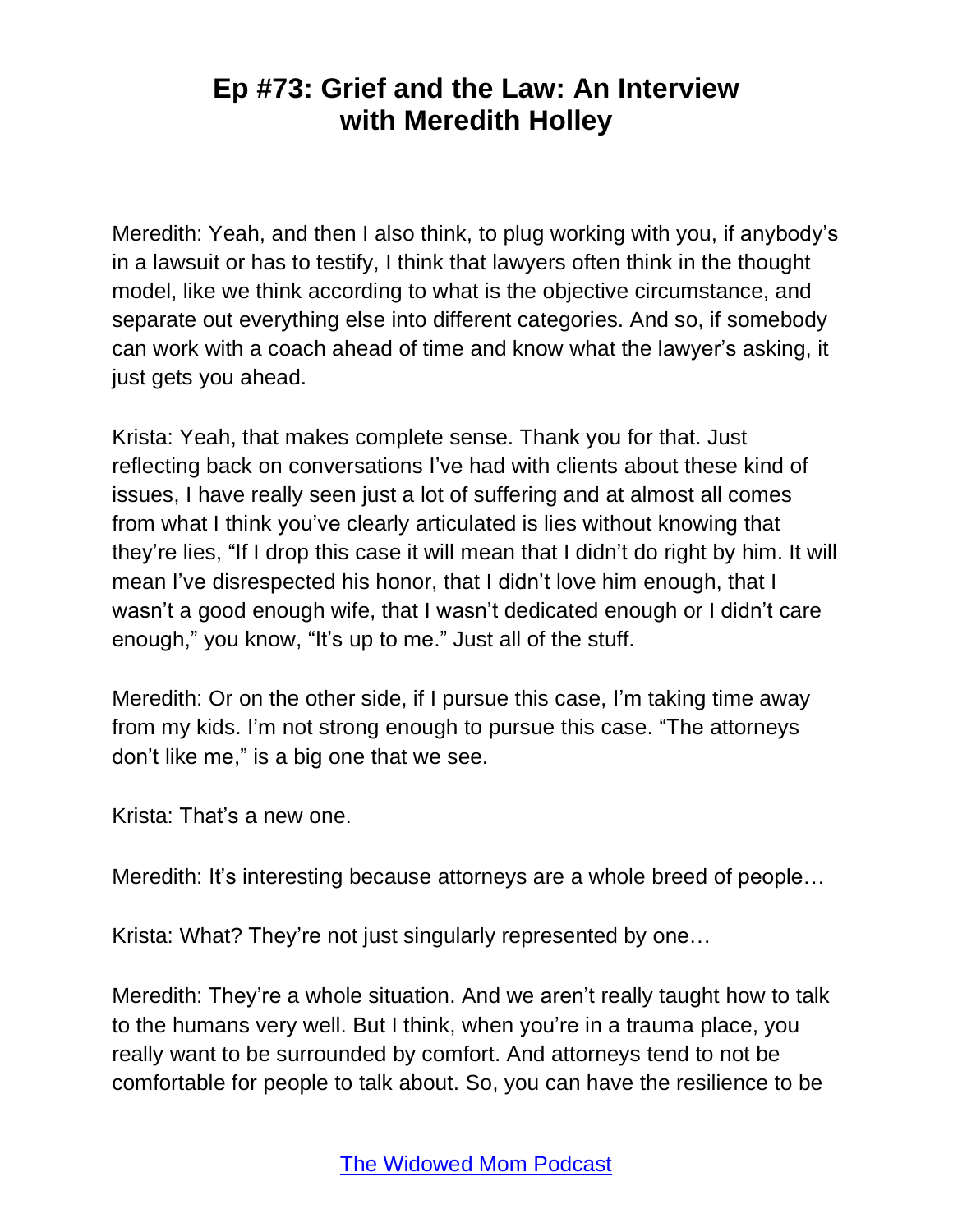Meredith: Yeah, and then I also think, to plug working with you, if anybody's in a lawsuit or has to testify, I think that lawyers often think in the thought model, like we think according to what is the objective circumstance, and separate out everything else into different categories. And so, if somebody can work with a coach ahead of time and know what the lawyer's asking, it just gets you ahead.

Krista: Yeah, that makes complete sense. Thank you for that. Just reflecting back on conversations I've had with clients about these kind of issues, I have really seen just a lot of suffering and at almost all comes from what I think you've clearly articulated is lies without knowing that they're lies, "If I drop this case it will mean that I didn't do right by him. It will mean I've disrespected his honor, that I didn't love him enough, that I wasn't a good enough wife, that I wasn't dedicated enough or I didn't care enough," you know, "It's up to me." Just all of the stuff.

Meredith: Or on the other side, if I pursue this case, I'm taking time away from my kids. I'm not strong enough to pursue this case. "The attorneys don't like me," is a big one that we see.

Krista: That's a new one.

Meredith: It's interesting because attorneys are a whole breed of people…

Krista: What? They're not just singularly represented by one…

Meredith: They're a whole situation. And we aren't really taught how to talk to the humans very well. But I think, when you're in a trauma place, you really want to be surrounded by comfort. And attorneys tend to not be comfortable for people to talk about. So, you can have the resilience to be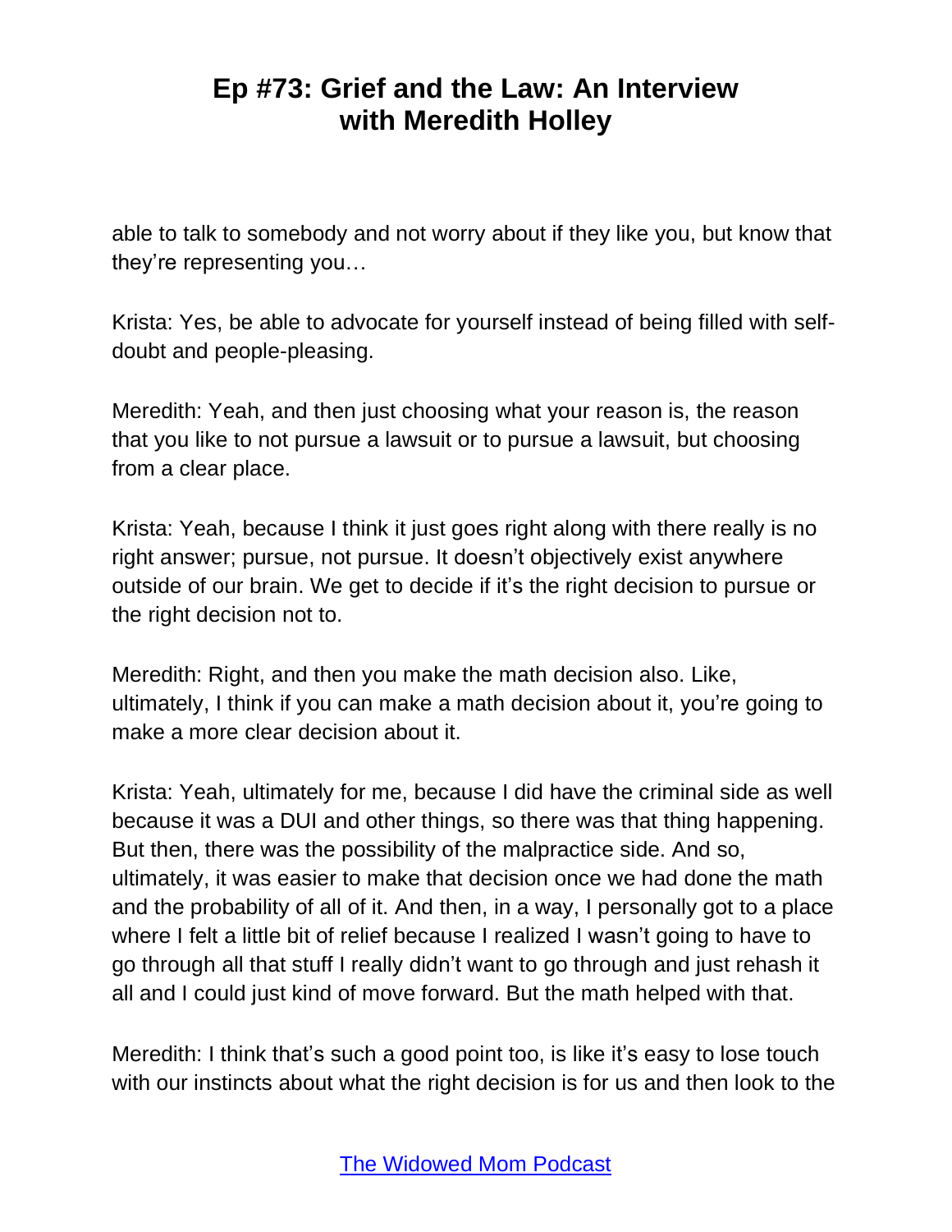able to talk to somebody and not worry about if they like you, but know that they're representing you…

Krista: Yes, be able to advocate for yourself instead of being filled with self-doubt and people-pleasing.

Meredith: Yeah, and then just choosing what your reason is, the reason that you like to not pursue a lawsuit or to pursue a lawsuit, but choosing from a clear place.

Krista: Yeah, because I think it just goes right along with there really is no right answer; pursue, not pursue. It doesn't objectively exist anywhere outside of our brain. We get to decide if it's the right decision to pursue or the right decision not to.

Meredith: Right, and then you make the math decision also. Like, ultimately, I think if you can make a math decision about it, you're going to make a more clear decision about it.

Krista: Yeah, ultimately for me, because I did have the criminal side as well because it was a DUI and other things, so there was that thing happening. But then, there was the possibility of the malpractice side. And so, ultimately, it was easier to make that decision once we had done the math and the probability of all of it. And then, in a way, I personally got to a place where I felt a little bit of relief because I realized I wasn't going to have to go through all that stuff I really didn't want to go through and just rehash it all and I could just kind of move forward. But the math helped with that.

Meredith: I think that's such a good point too, is like it's easy to lose touch with our instincts about what the right decision is for us and then look to the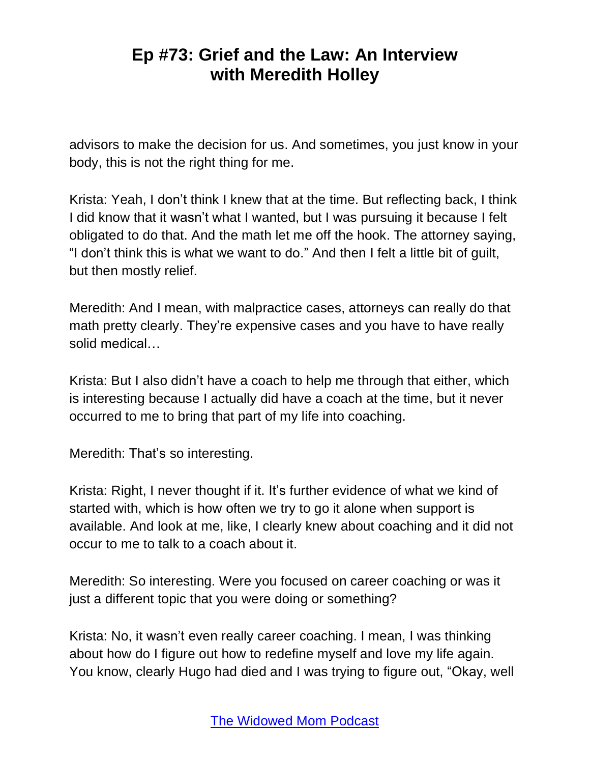advisors to make the decision for us. And sometimes, you just know in your body, this is not the right thing for me.

Krista: Yeah, I don't think I knew that at the time. But reflecting back, I think I did know that it wasn't what I wanted, but I was pursuing it because I felt obligated to do that. And the math let me off the hook. The attorney saying, "I don't think this is what we want to do." And then I felt a little bit of guilt, but then mostly relief.

Meredith: And I mean, with malpractice cases, attorneys can really do that math pretty clearly. They're expensive cases and you have to have really solid medical…

Krista: But I also didn't have a coach to help me through that either, which is interesting because I actually did have a coach at the time, but it never occurred to me to bring that part of my life into coaching.

Meredith: That's so interesting.

Krista: Right, I never thought if it. It's further evidence of what we kind of started with, which is how often we try to go it alone when support is available. And look at me, like, I clearly knew about coaching and it did not occur to me to talk to a coach about it.

Meredith: So interesting. Were you focused on career coaching or was it just a different topic that you were doing or something?

Krista: No, it wasn't even really career coaching. I mean, I was thinking about how do I figure out how to redefine myself and love my life again. You know, clearly Hugo had died and I was trying to figure out, "Okay, well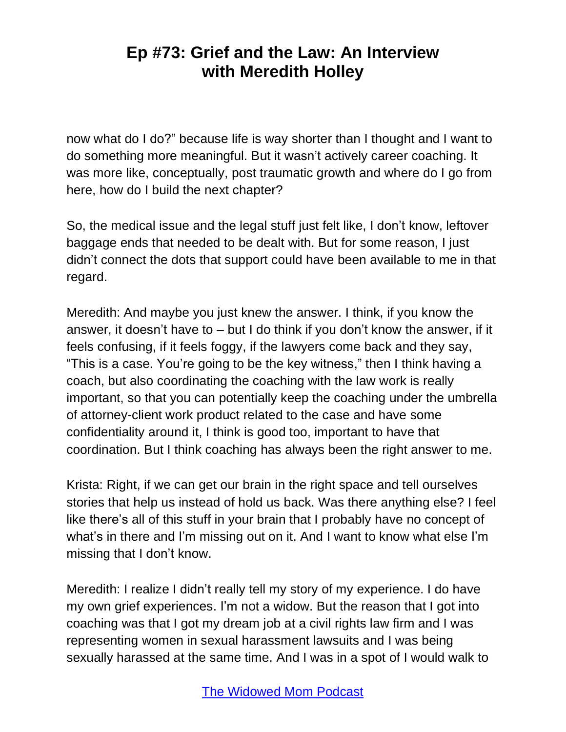now what do I do?" because life is way shorter than I thought and I want to do something more meaningful. But it wasn't actively career coaching. It was more like, conceptually, post traumatic growth and where do I go from here, how do I build the next chapter?

So, the medical issue and the legal stuff just felt like, I don't know, leftover baggage ends that needed to be dealt with. But for some reason, I just didn't connect the dots that support could have been available to me in that regard.

Meredith: And maybe you just knew the answer. I think, if you know the answer, it doesn't have to – but I do think if you don't know the answer, if it feels confusing, if it feels foggy, if the lawyers come back and they say, "This is a case. You're going to be the key witness," then I think having a coach, but also coordinating the coaching with the law work is really important, so that you can potentially keep the coaching under the umbrella of attorney-client work product related to the case and have some confidentiality around it, I think is good too, important to have that coordination. But I think coaching has always been the right answer to me.

Krista: Right, if we can get our brain in the right space and tell ourselves stories that help us instead of hold us back. Was there anything else? I feel like there's all of this stuff in your brain that I probably have no concept of what's in there and I'm missing out on it. And I want to know what else I'm missing that I don't know.

Meredith: I realize I didn't really tell my story of my experience. I do have my own grief experiences. I'm not a widow. But the reason that I got into coaching was that I got my dream job at a civil rights law firm and I was representing women in sexual harassment lawsuits and I was being sexually harassed at the same time. And I was in a spot of I would walk to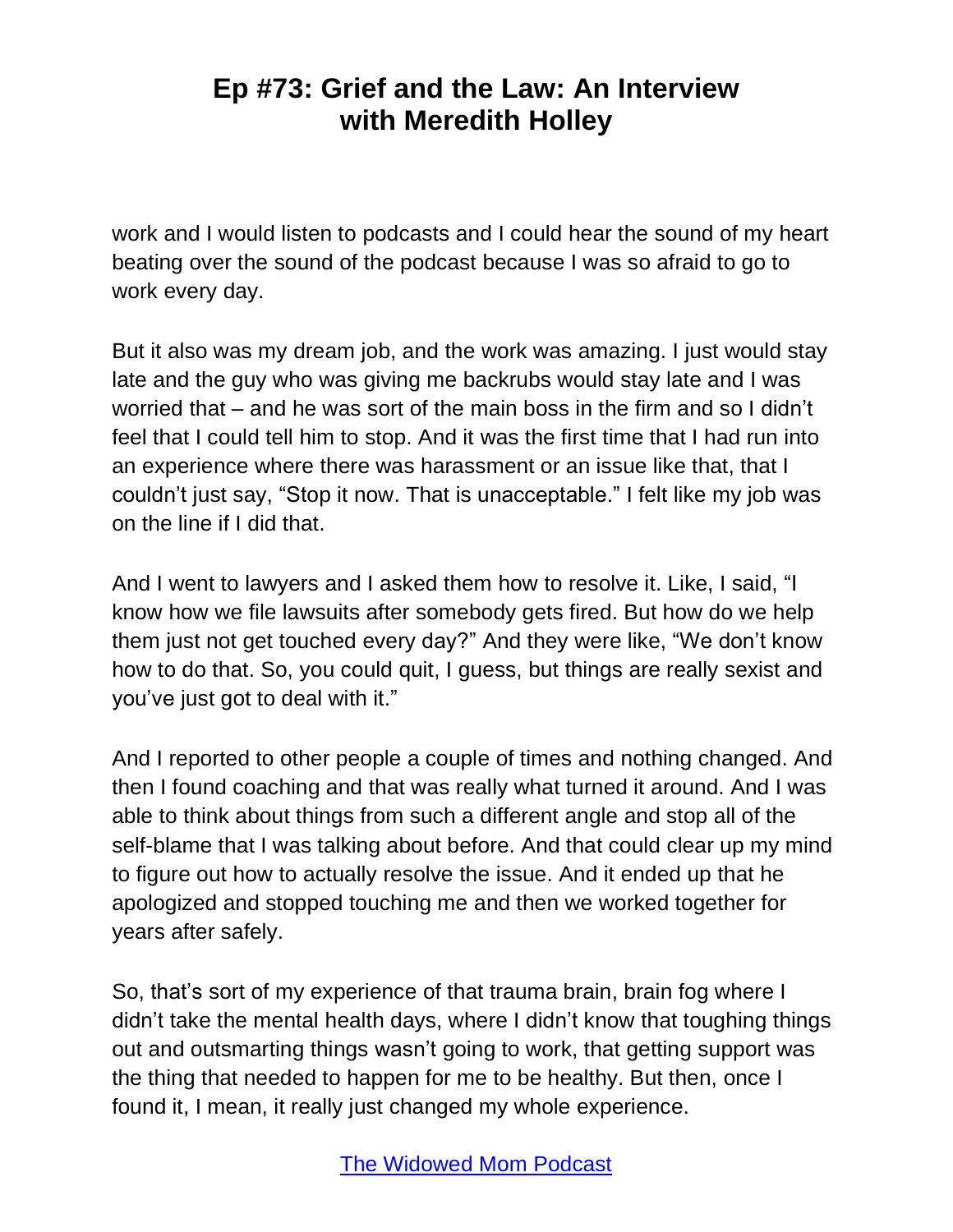work and I would listen to podcasts and I could hear the sound of my heart beating over the sound of the podcast because I was so afraid to go to work every day.

But it also was my dream job, and the work was amazing. I just would stay late and the guy who was giving me backrubs would stay late and I was worried that – and he was sort of the main boss in the firm and so I didn't feel that I could tell him to stop. And it was the first time that I had run into an experience where there was harassment or an issue like that, that I couldn't just say, "Stop it now. That is unacceptable." I felt like my job was on the line if I did that.

And I went to lawyers and I asked them how to resolve it. Like, I said, "I know how we file lawsuits after somebody gets fired. But how do we help them just not get touched every day?" And they were like, "We don't know how to do that. So, you could quit, I guess, but things are really sexist and you've just got to deal with it."

And I reported to other people a couple of times and nothing changed. And then I found coaching and that was really what turned it around. And I was able to think about things from such a different angle and stop all of the self-blame that I was talking about before. And that could clear up my mind to figure out how to actually resolve the issue. And it ended up that he apologized and stopped touching me and then we worked together for years after safely.

So, that's sort of my experience of that trauma brain, brain fog where I didn't take the mental health days, where I didn't know that toughing things out and outsmarting things wasn't going to work, that getting support was the thing that needed to happen for me to be healthy. But then, once I found it, I mean, it really just changed my whole experience.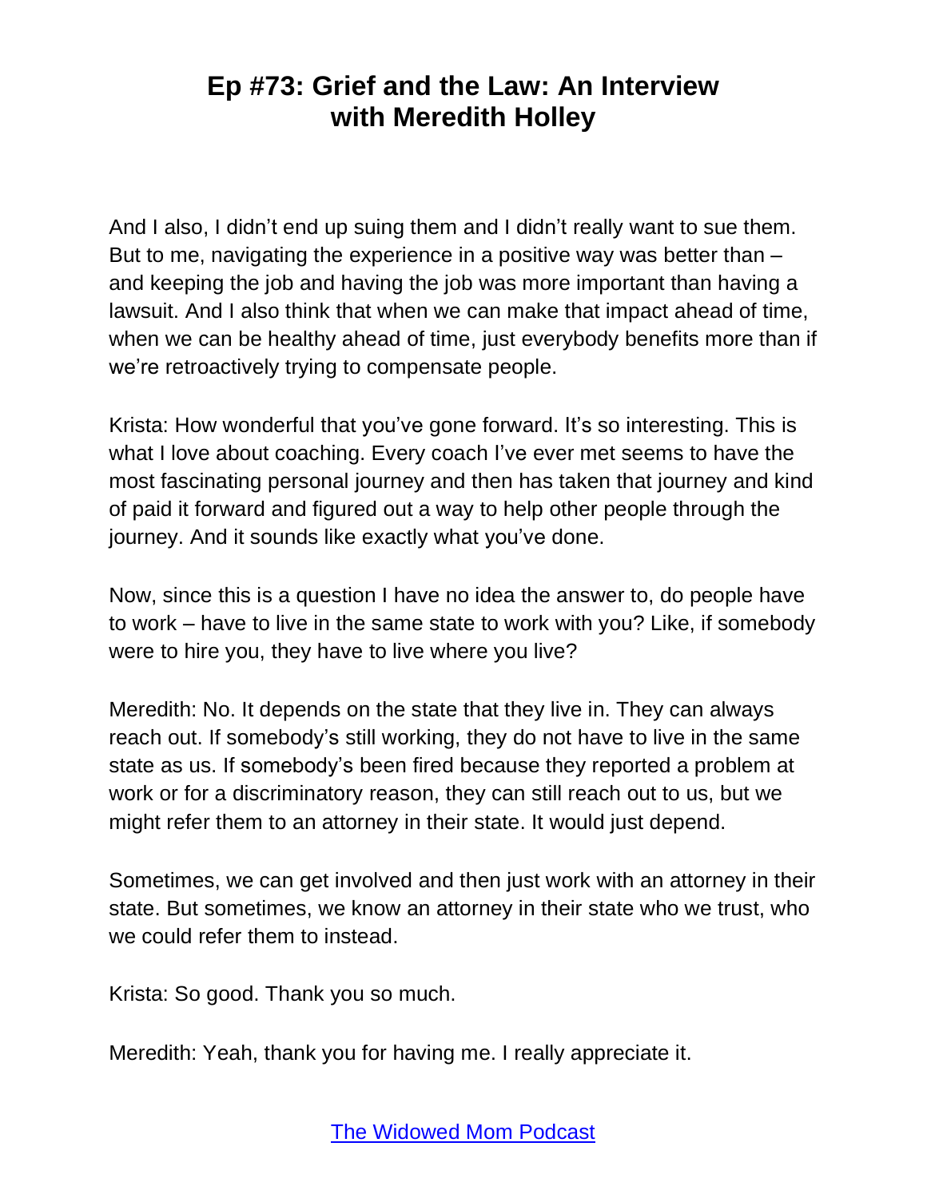And I also, I didn't end up suing them and I didn't really want to sue them. But to me, navigating the experience in a positive way was better than – and keeping the job and having the job was more important than having a lawsuit. And I also think that when we can make that impact ahead of time, when we can be healthy ahead of time, just everybody benefits more than if we're retroactively trying to compensate people.

Krista: How wonderful that you've gone forward. It's so interesting. This is what I love about coaching. Every coach I've ever met seems to have the most fascinating personal journey and then has taken that journey and kind of paid it forward and figured out a way to help other people through the journey. And it sounds like exactly what you've done.

Now, since this is a question I have no idea the answer to, do people have to work – have to live in the same state to work with you? Like, if somebody were to hire you, they have to live where you live?

Meredith: No. It depends on the state that they live in. They can always reach out. If somebody's still working, they do not have to live in the same state as us. If somebody's been fired because they reported a problem at work or for a discriminatory reason, they can still reach out to us, but we might refer them to an attorney in their state. It would just depend.

Sometimes, we can get involved and then just work with an attorney in their state. But sometimes, we know an attorney in their state who we trust, who we could refer them to instead.

Krista: So good. Thank you so much.

Meredith: Yeah, thank you for having me. I really appreciate it.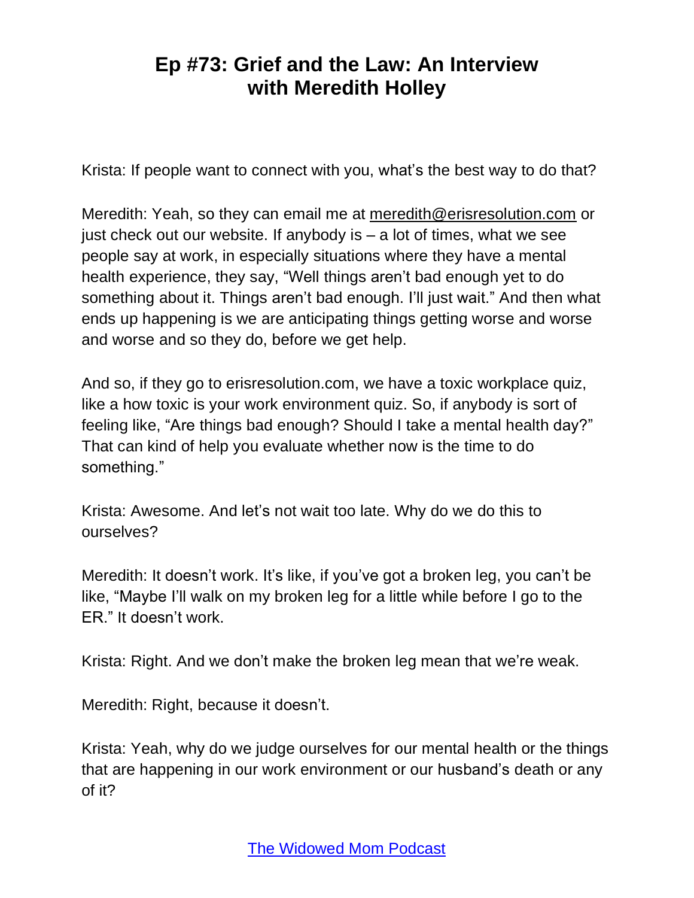Krista: If people want to connect with you, what's the best way to do that?

Meredith: Yeah, so they can email me at meredith@erisresolution.com or just check out our website. If anybody is – a lot of times, what we see people say at work, in especially situations where they have a mental health experience, they say, "Well things aren't bad enough yet to do something about it. Things aren't bad enough. I'll just wait." And then what ends up happening is we are anticipating things getting worse and worse and worse and so they do, before we get help.

And so, if they go to erisresolution.com, we have a toxic workplace quiz, like a how toxic is your work environment quiz. So, if anybody is sort of feeling like, "Are things bad enough? Should I take a mental health day?" That can kind of help you evaluate whether now is the time to do something."

Krista: Awesome. And let's not wait too late. Why do we do this to ourselves?

Meredith: It doesn't work. It's like, if you've got a broken leg, you can't be like, "Maybe I'll walk on my broken leg for a little while before I go to the ER." It doesn't work.

Krista: Right. And we don't make the broken leg mean that we're weak.

Meredith: Right, because it doesn't.

Krista: Yeah, why do we judge ourselves for our mental health or the things that are happening in our work environment or our husband's death or any of it?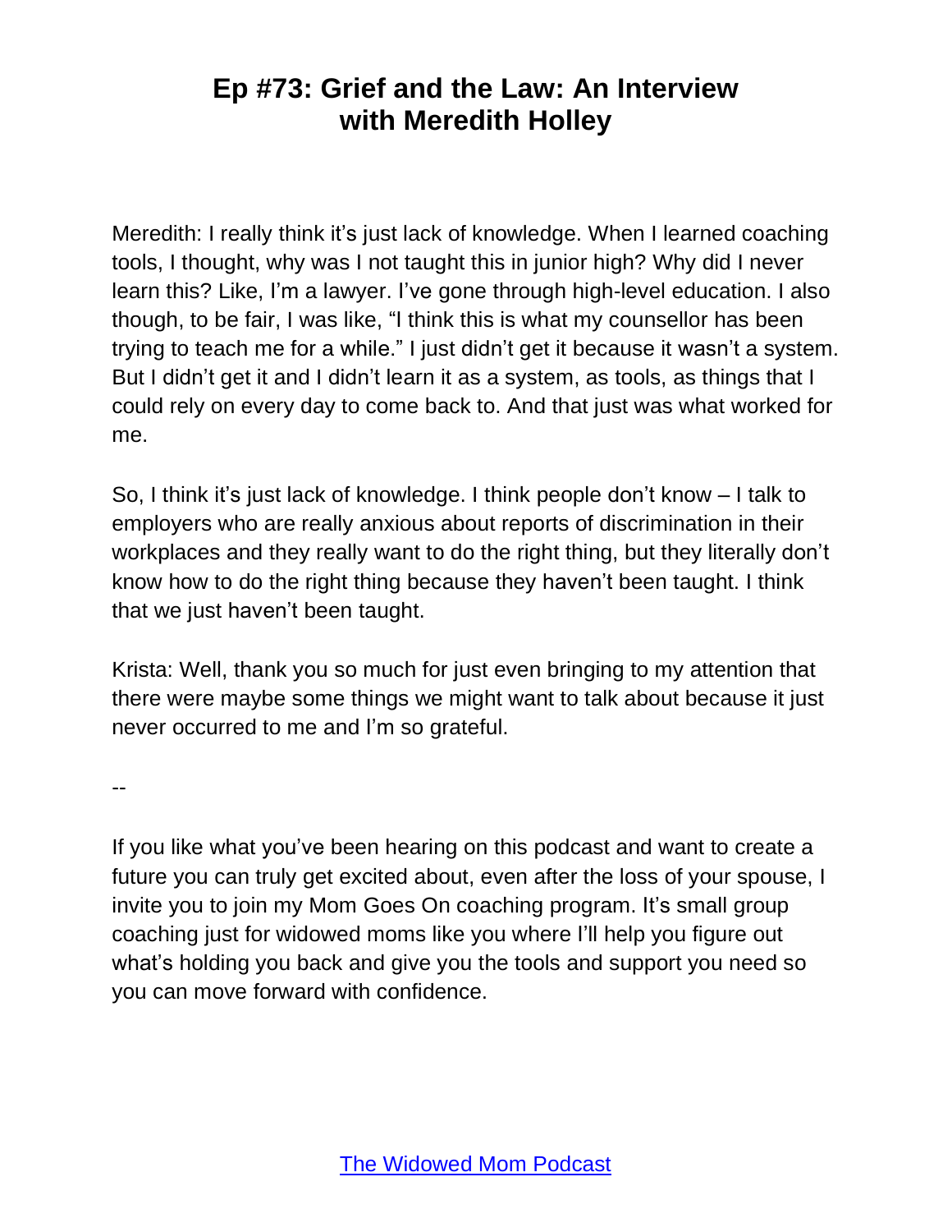Meredith: I really think it's just lack of knowledge. When I learned coaching tools, I thought, why was I not taught this in junior high? Why did I never learn this? Like, I'm a lawyer. I've gone through high-level education. I also though, to be fair, I was like, "I think this is what my counsellor has been trying to teach me for a while." I just didn't get it because it wasn't a system. But I didn't get it and I didn't learn it as a system, as tools, as things that I could rely on every day to come back to. And that just was what worked for me.

So, I think it's just lack of knowledge. I think people don't know – I talk to employers who are really anxious about reports of discrimination in their workplaces and they really want to do the right thing, but they literally don't know how to do the right thing because they haven't been taught. I think that we just haven't been taught.

Krista: Well, thank you so much for just even bringing to my attention that there were maybe some things we might want to talk about because it just never occurred to me and I'm so grateful.

--

If you like what you've been hearing on this podcast and want to create a future you can truly get excited about, even after the loss of your spouse, I invite you to join my Mom Goes On coaching program. It's small group coaching just for widowed moms like you where I'll help you figure out what's holding you back and give you the tools and support you need so you can move forward with confidence.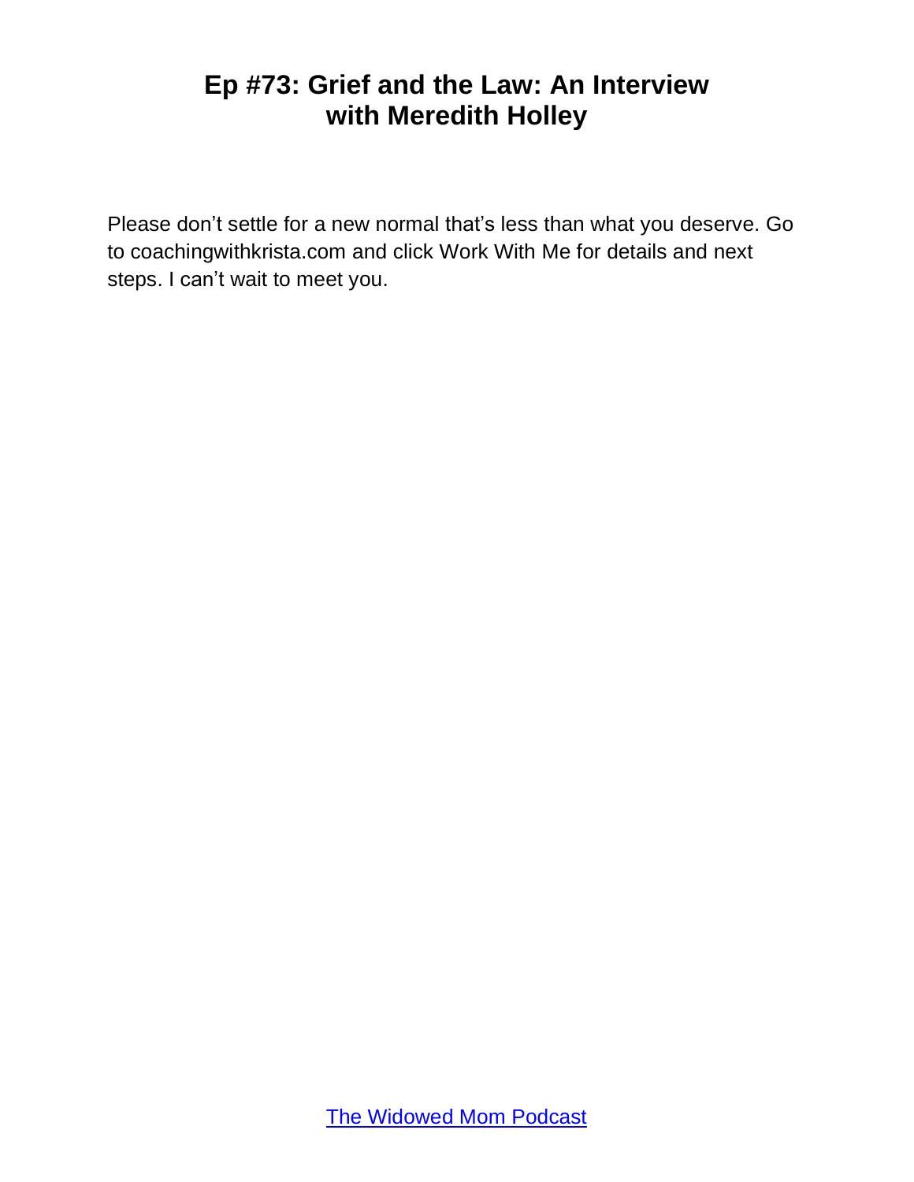Please don't settle for a new normal that's less than what you deserve. Go to coachingwithkrista.com and click Work With Me for details and next steps. I can't wait to meet you.